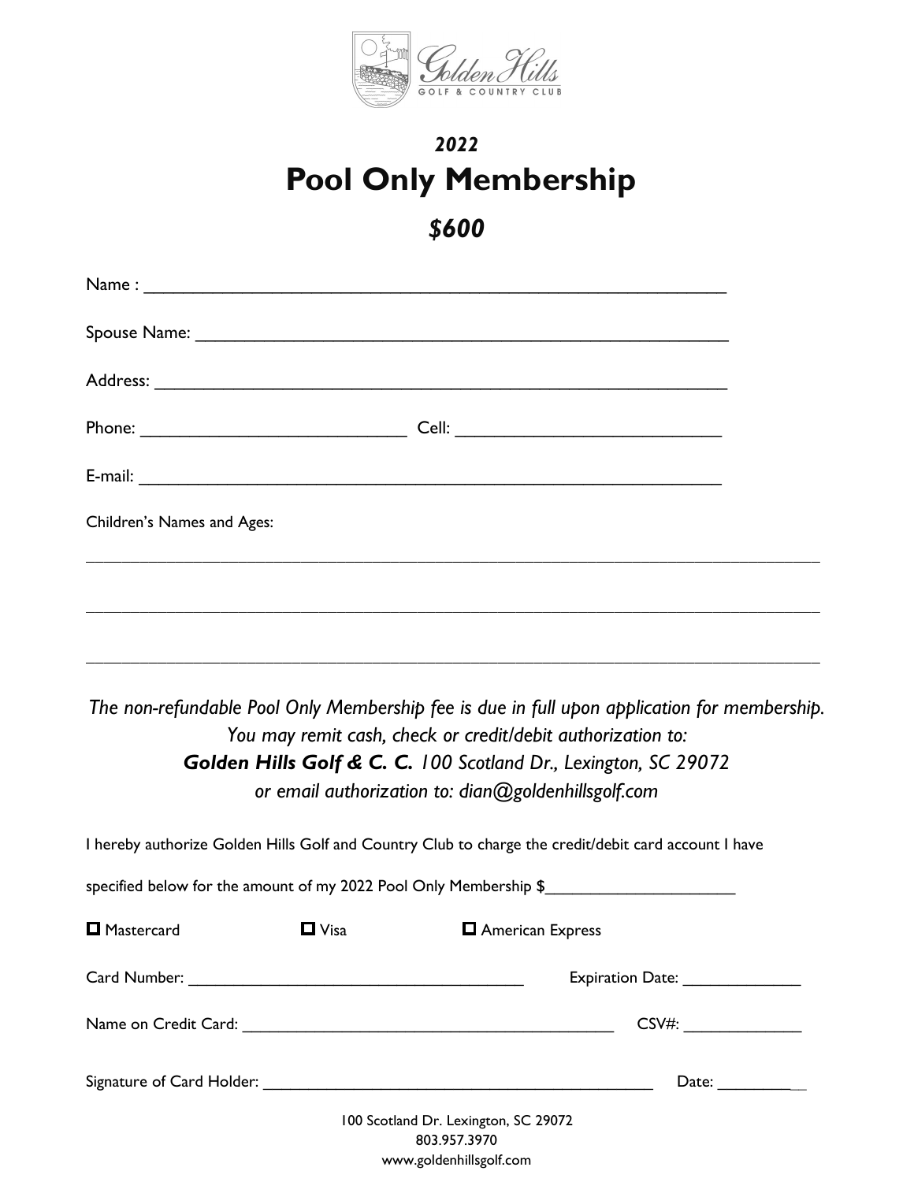Golden Hills
GOLF & COUNTRY CLUB

### *2022*

# Pool Only Membership

### *$600*

Name : ____________________________________________________________

Spouse Name: _______________________________________________________

Address: ___________________________________________________________

Phone: ____________________________ Cell: ____________________________

E-mail: ____________________________________________________________

Children's Names and Ages:

_______________________________________________________________________________

_______________________________________________________________________________

_______________________________________________________________________________

*The non-refundable Pool Only Membership fee is due in full upon application for membership.*
*You may remit cash, check or credit/debit authorization to:*
***Golden Hills Golf & C. C.** 100 Scotland Dr., Lexington, SC 29072*
*or email authorization to: dian@goldenhillsgolf.com*

I hereby authorize Golden Hills Golf and Country Club to charge the credit/debit card account I have

specified below for the amount of my 2022 Pool Only Membership $_____________________

☐ Mastercard ☐ Visa ☐ American Express

Card Number: ____________________________________ Expiration Date: _____________

Name on Credit Card: ________________________________________ CSV#: _____________

Signature of Card Holder: ____________________________________________ Date: ___________

100 Scotland Dr. Lexington, SC 29072
803.957.3970
www.goldenhillsgolf.com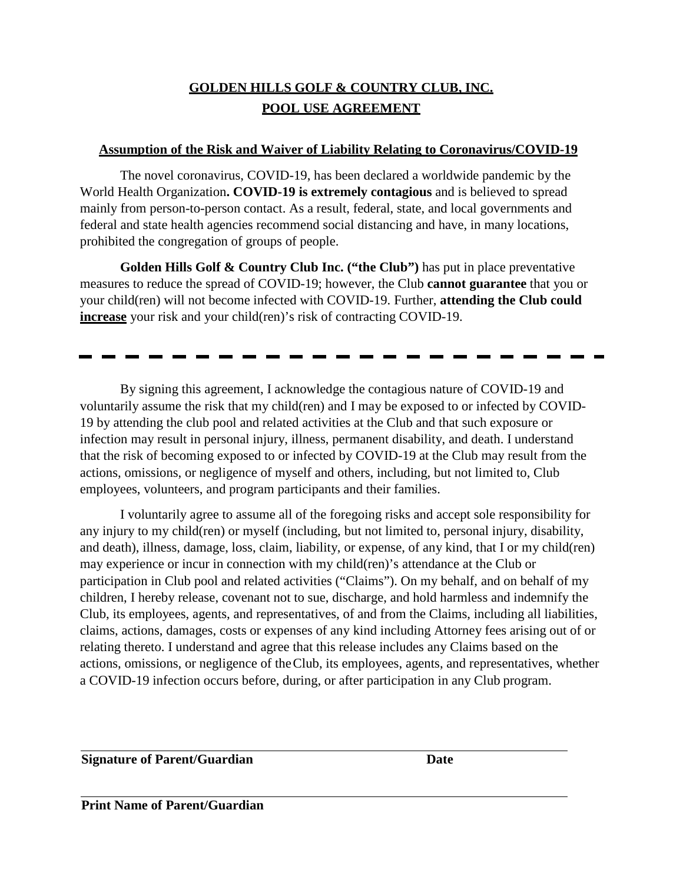# **GOLDEN HILLS GOLF & COUNTRY CLUB, INC.**
# **POOL USE AGREEMENT**

## **Assumption of the Risk and Waiver of Liability Relating to Coronavirus/COVID-19**

The novel coronavirus, COVID-19, has been declared a worldwide pandemic by the World Health Organization**. COVID-19 is extremely contagious** and is believed to spread mainly from person-to-person contact. As a result, federal, state, and local governments and federal and state health agencies recommend social distancing and have, in many locations, prohibited the congregation of groups of people.

**Golden Hills Golf & Country Club Inc. ("the Club")** has put in place preventative measures to reduce the spread of COVID-19; however, the Club **cannot guarantee** that you or your child(ren) will not become infected with COVID-19. Further, **attending the Club could <u>increase</u>** your risk and your child(ren)'s risk of contracting COVID-19.

---

By signing this agreement, I acknowledge the contagious nature of COVID-19 and voluntarily assume the risk that my child(ren) and I may be exposed to or infected by COVID-19 by attending the club pool and related activities at the Club and that such exposure or infection may result in personal injury, illness, permanent disability, and death. I understand that the risk of becoming exposed to or infected by COVID-19 at the Club may result from the actions, omissions, or negligence of myself and others, including, but not limited to, Club employees, volunteers, and program participants and their families.

I voluntarily agree to assume all of the foregoing risks and accept sole responsibility for any injury to my child(ren) or myself (including, but not limited to, personal injury, disability, and death), illness, damage, loss, claim, liability, or expense, of any kind, that I or my child(ren) may experience or incur in connection with my child(ren)'s attendance at the Club or participation in Club pool and related activities ("Claims"). On my behalf, and on behalf of my children, I hereby release, covenant not to sue, discharge, and hold harmless and indemnify the Club, its employees, agents, and representatives, of and from the Claims, including all liabilities, claims, actions, damages, costs or expenses of any kind including Attorney fees arising out of or relating thereto. I understand and agree that this release includes any Claims based on the actions, omissions, or negligence of the Club, its employees, agents, and representatives, whether a COVID-19 infection occurs before, during, or after participation in any Club program.

______________________________________________________________

**Signature of Parent/Guardian** **Date**

______________________________________________________________

**Print Name of Parent/Guardian**